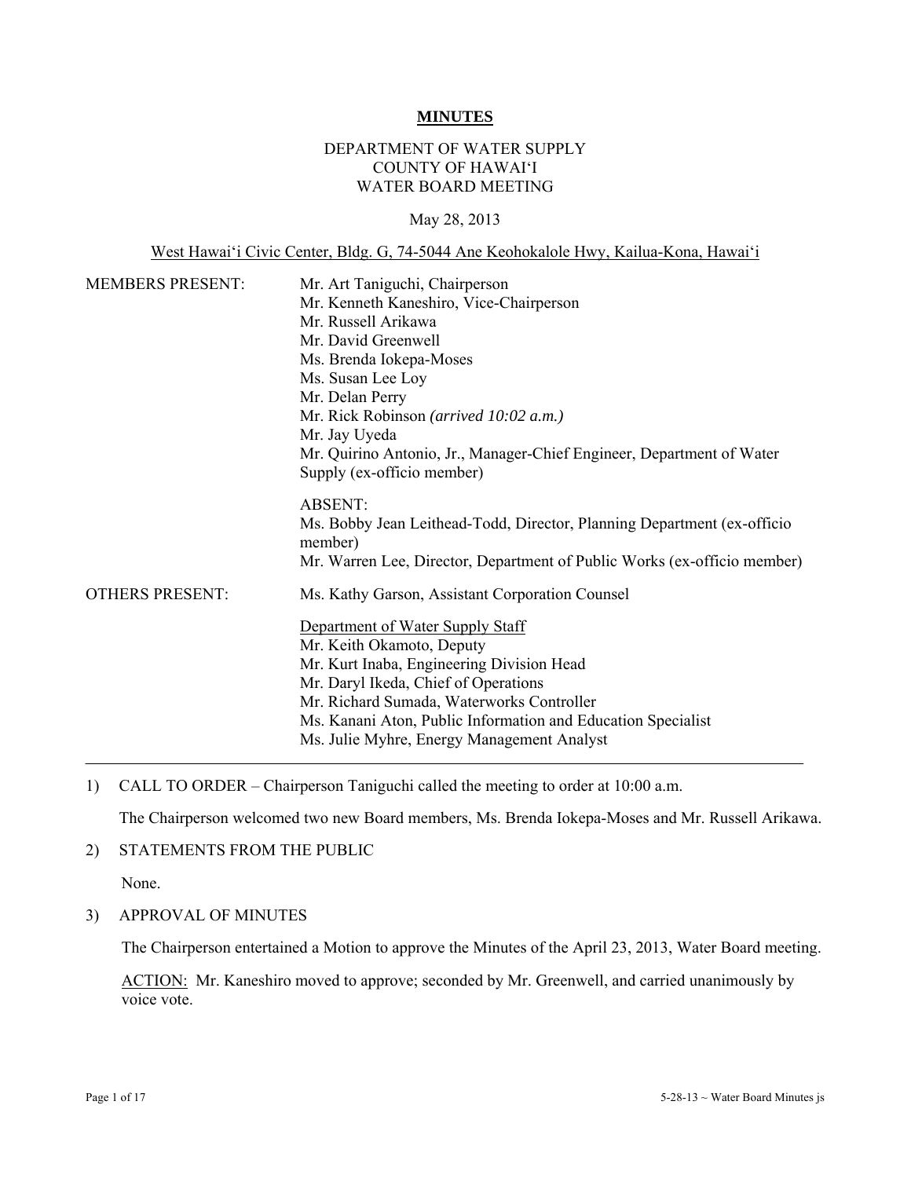# MINUTES

## DEPARTMENT OF WATER SUPPLY
## COUNTY OF HAWAIʻI
## WATER BOARD MEETING

May 28, 2013

West Hawaiʻi Civic Center, Bldg. G, 74-5044 Ane Keohokalole Hwy, Kailua-Kona, Hawaiʻi

MEMBERS PRESENT:

Mr. Art Taniguchi, Chairperson
Mr. Kenneth Kaneshiro, Vice-Chairperson
Mr. Russell Arikawa
Mr. David Greenwell
Ms. Brenda Iokepa-Moses
Ms. Susan Lee Loy
Mr. Delan Perry
Mr. Rick Robinson *(arrived 10:02 a.m.)*
Mr. Jay Uyeda
Mr. Quirino Antonio, Jr., Manager-Chief Engineer, Department of Water Supply (ex-officio member)

ABSENT:
Ms. Bobby Jean Leithead-Todd, Director, Planning Department (ex-officio member)
Mr. Warren Lee, Director, Department of Public Works (ex-officio member)

OTHERS PRESENT:

Ms. Kathy Garson, Assistant Corporation Counsel

Department of Water Supply Staff
Mr. Keith Okamoto, Deputy
Mr. Kurt Inaba, Engineering Division Head
Mr. Daryl Ikeda, Chief of Operations
Mr. Richard Sumada, Waterworks Controller
Ms. Kanani Aton, Public Information and Education Specialist
Ms. Julie Myhre, Energy Management Analyst

---

1) CALL TO ORDER – Chairperson Taniguchi called the meeting to order at 10:00 a.m.

   The Chairperson welcomed two new Board members, Ms. Brenda Iokepa-Moses and Mr. Russell Arikawa.

2) STATEMENTS FROM THE PUBLIC

   None.

3) APPROVAL OF MINUTES

   The Chairperson entertained a Motion to approve the Minutes of the April 23, 2013, Water Board meeting.

   ACTION: Mr. Kaneshiro moved to approve; seconded by Mr. Greenwell, and carried unanimously by voice vote.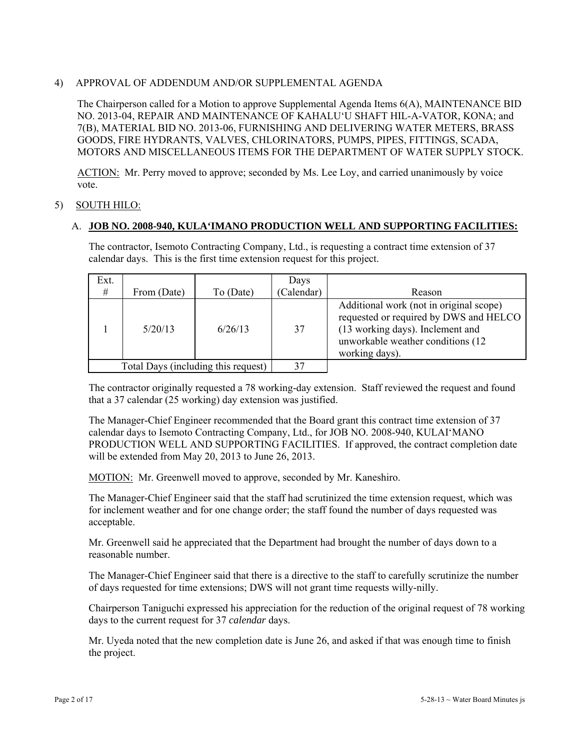4) APPROVAL OF ADDENDUM AND/OR SUPPLEMENTAL AGENDA

The Chairperson called for a Motion to approve Supplemental Agenda Items 6(A), MAINTENANCE BID NO. 2013-04, REPAIR AND MAINTENANCE OF KAHALU'U SHAFT HIL-A-VATOR, KONA; and 7(B), MATERIAL BID NO. 2013-06, FURNISHING AND DELIVERING WATER METERS, BRASS GOODS, FIRE HYDRANTS, VALVES, CHLORINATORS, PUMPS, PIPES, FITTINGS, SCADA, MOTORS AND MISCELLANEOUS ITEMS FOR THE DEPARTMENT OF WATER SUPPLY STOCK.

ACTION: Mr. Perry moved to approve; seconded by Ms. Lee Loy, and carried unanimously by voice vote.

5) SOUTH HILO:

A. **JOB NO. 2008-940, KULA'IMANO PRODUCTION WELL AND SUPPORTING FACILITIES:**

The contractor, Isemoto Contracting Company, Ltd., is requesting a contract time extension of 37 calendar days. This is the first time extension request for this project.

| Ext. # | From (Date) | To (Date) | Days (Calendar) | Reason |
|---|---|---|---|---|
| 1 | 5/20/13 | 6/26/13 | 37 | Additional work (not in original scope) requested or required by DWS and HELCO (13 working days). Inclement and unworkable weather conditions (12 working days). |
| Total Days (including this request) | | | 37 | |

The contractor originally requested a 78 working-day extension. Staff reviewed the request and found that a 37 calendar (25 working) day extension was justified.

The Manager-Chief Engineer recommended that the Board grant this contract time extension of 37 calendar days to Isemoto Contracting Company, Ltd., for JOB NO. 2008-940, KULAI'MANO PRODUCTION WELL AND SUPPORTING FACILITIES. If approved, the contract completion date will be extended from May 20, 2013 to June 26, 2013.

MOTION: Mr. Greenwell moved to approve, seconded by Mr. Kaneshiro.

The Manager-Chief Engineer said that the staff had scrutinized the time extension request, which was for inclement weather and for one change order; the staff found the number of days requested was acceptable.

Mr. Greenwell said he appreciated that the Department had brought the number of days down to a reasonable number.

The Manager-Chief Engineer said that there is a directive to the staff to carefully scrutinize the number of days requested for time extensions; DWS will not grant time requests willy-nilly.

Chairperson Taniguchi expressed his appreciation for the reduction of the original request of 78 working days to the current request for 37 *calendar* days.

Mr. Uyeda noted that the new completion date is June 26, and asked if that was enough time to finish the project.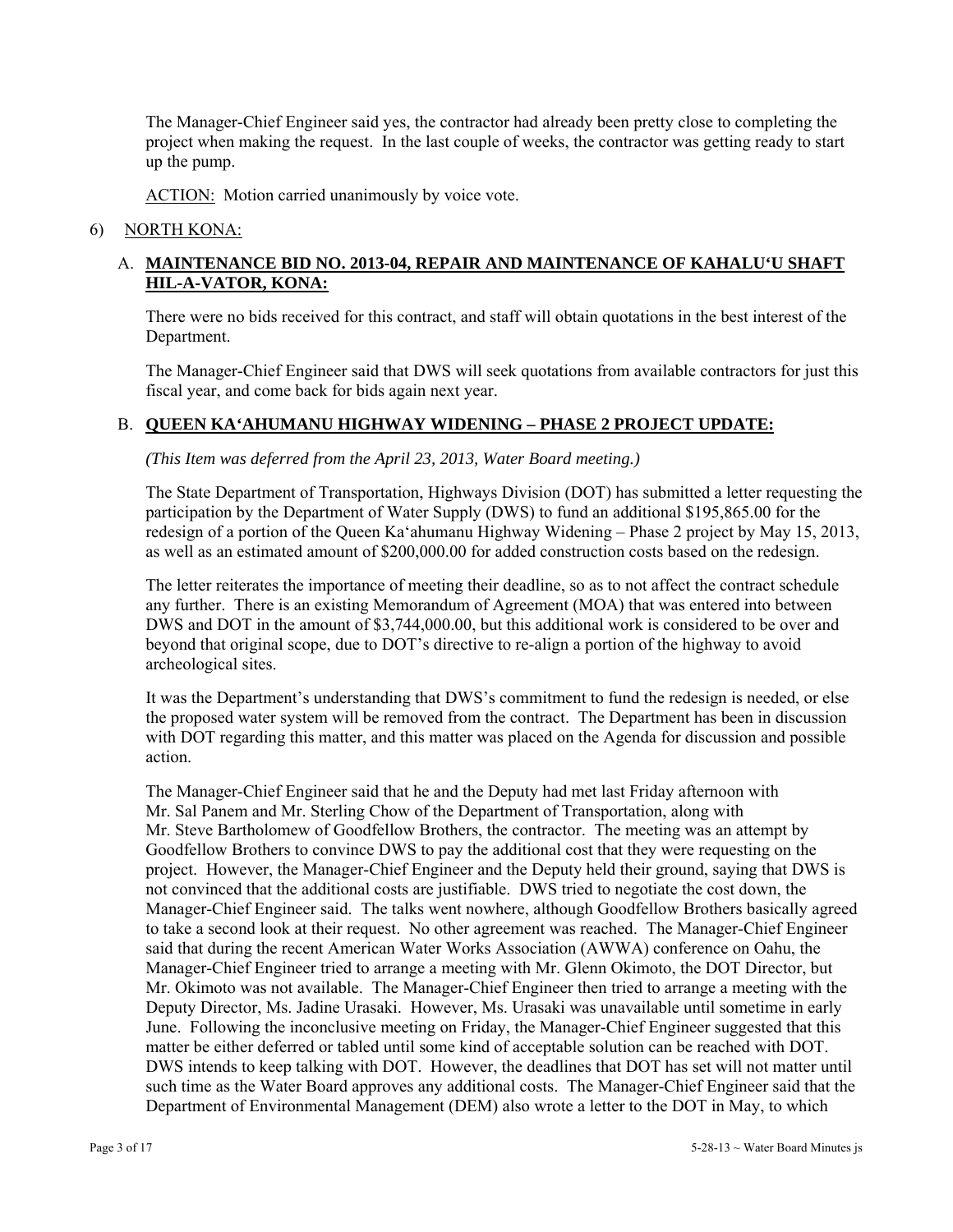The Manager-Chief Engineer said yes, the contractor had already been pretty close to completing the project when making the request. In the last couple of weeks, the contractor was getting ready to start up the pump.

ACTION: Motion carried unanimously by voice vote.

6) NORTH KONA:

A. **MAINTENANCE BID NO. 2013-04, REPAIR AND MAINTENANCE OF KAHALU'U SHAFT HIL-A-VATOR, KONA:**

There were no bids received for this contract, and staff will obtain quotations in the best interest of the Department.

The Manager-Chief Engineer said that DWS will seek quotations from available contractors for just this fiscal year, and come back for bids again next year.

B. **QUEEN KA'AHUMANU HIGHWAY WIDENING – PHASE 2 PROJECT UPDATE:**

*(This Item was deferred from the April 23, 2013, Water Board meeting.)*

The State Department of Transportation, Highways Division (DOT) has submitted a letter requesting the participation by the Department of Water Supply (DWS) to fund an additional $195,865.00 for the redesign of a portion of the Queen Ka'ahumanu Highway Widening – Phase 2 project by May 15, 2013, as well as an estimated amount of $200,000.00 for added construction costs based on the redesign.

The letter reiterates the importance of meeting their deadline, so as to not affect the contract schedule any further. There is an existing Memorandum of Agreement (MOA) that was entered into between DWS and DOT in the amount of $3,744,000.00, but this additional work is considered to be over and beyond that original scope, due to DOT's directive to re-align a portion of the highway to avoid archeological sites.

It was the Department's understanding that DWS's commitment to fund the redesign is needed, or else the proposed water system will be removed from the contract. The Department has been in discussion with DOT regarding this matter, and this matter was placed on the Agenda for discussion and possible action.

The Manager-Chief Engineer said that he and the Deputy had met last Friday afternoon with Mr. Sal Panem and Mr. Sterling Chow of the Department of Transportation, along with Mr. Steve Bartholomew of Goodfellow Brothers, the contractor. The meeting was an attempt by Goodfellow Brothers to convince DWS to pay the additional cost that they were requesting on the project. However, the Manager-Chief Engineer and the Deputy held their ground, saying that DWS is not convinced that the additional costs are justifiable. DWS tried to negotiate the cost down, the Manager-Chief Engineer said. The talks went nowhere, although Goodfellow Brothers basically agreed to take a second look at their request. No other agreement was reached. The Manager-Chief Engineer said that during the recent American Water Works Association (AWWA) conference on Oahu, the Manager-Chief Engineer tried to arrange a meeting with Mr. Glenn Okimoto, the DOT Director, but Mr. Okimoto was not available. The Manager-Chief Engineer then tried to arrange a meeting with the Deputy Director, Ms. Jadine Urasaki. However, Ms. Urasaki was unavailable until sometime in early June. Following the inconclusive meeting on Friday, the Manager-Chief Engineer suggested that this matter be either deferred or tabled until some kind of acceptable solution can be reached with DOT. DWS intends to keep talking with DOT. However, the deadlines that DOT has set will not matter until such time as the Water Board approves any additional costs. The Manager-Chief Engineer said that the Department of Environmental Management (DEM) also wrote a letter to the DOT in May, to which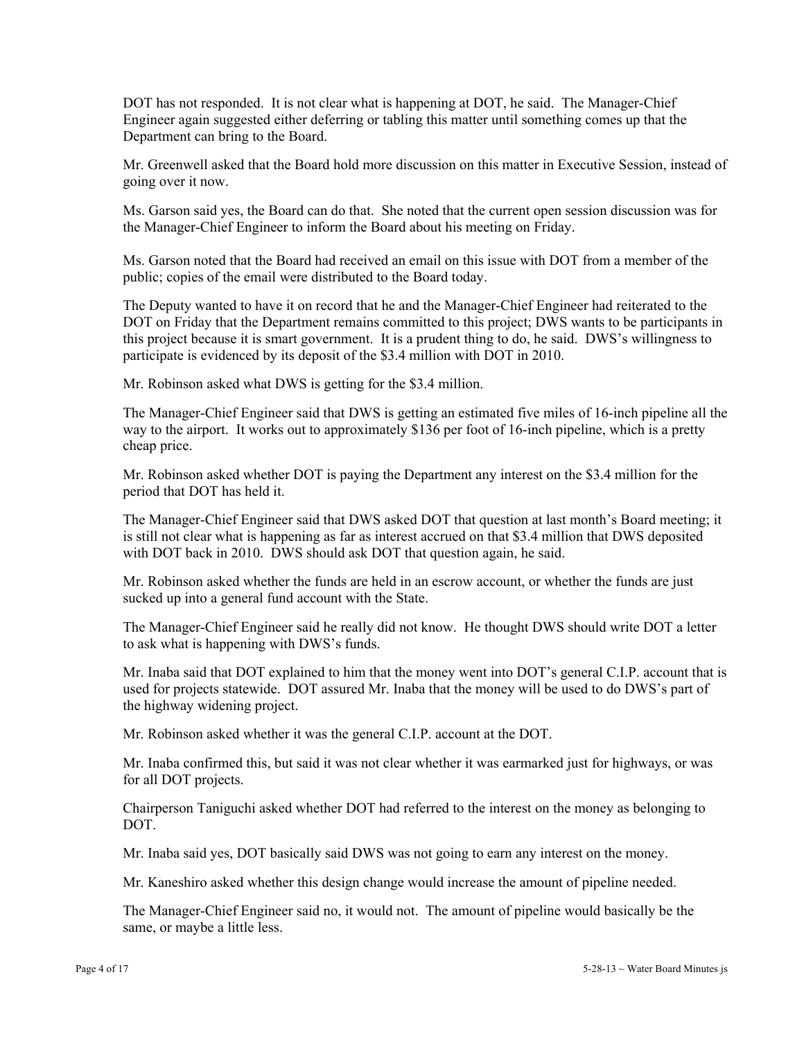DOT has not responded. It is not clear what is happening at DOT, he said. The Manager-Chief Engineer again suggested either deferring or tabling this matter until something comes up that the Department can bring to the Board.

Mr. Greenwell asked that the Board hold more discussion on this matter in Executive Session, instead of going over it now.

Ms. Garson said yes, the Board can do that. She noted that the current open session discussion was for the Manager-Chief Engineer to inform the Board about his meeting on Friday.

Ms. Garson noted that the Board had received an email on this issue with DOT from a member of the public; copies of the email were distributed to the Board today.

The Deputy wanted to have it on record that he and the Manager-Chief Engineer had reiterated to the DOT on Friday that the Department remains committed to this project; DWS wants to be participants in this project because it is smart government. It is a prudent thing to do, he said. DWS's willingness to participate is evidenced by its deposit of the $3.4 million with DOT in 2010.

Mr. Robinson asked what DWS is getting for the $3.4 million.

The Manager-Chief Engineer said that DWS is getting an estimated five miles of 16-inch pipeline all the way to the airport. It works out to approximately $136 per foot of 16-inch pipeline, which is a pretty cheap price.

Mr. Robinson asked whether DOT is paying the Department any interest on the $3.4 million for the period that DOT has held it.

The Manager-Chief Engineer said that DWS asked DOT that question at last month's Board meeting; it is still not clear what is happening as far as interest accrued on that $3.4 million that DWS deposited with DOT back in 2010. DWS should ask DOT that question again, he said.

Mr. Robinson asked whether the funds are held in an escrow account, or whether the funds are just sucked up into a general fund account with the State.

The Manager-Chief Engineer said he really did not know. He thought DWS should write DOT a letter to ask what is happening with DWS's funds.

Mr. Inaba said that DOT explained to him that the money went into DOT's general C.I.P. account that is used for projects statewide. DOT assured Mr. Inaba that the money will be used to do DWS's part of the highway widening project.

Mr. Robinson asked whether it was the general C.I.P. account at the DOT.

Mr. Inaba confirmed this, but said it was not clear whether it was earmarked just for highways, or was for all DOT projects.

Chairperson Taniguchi asked whether DOT had referred to the interest on the money as belonging to DOT.

Mr. Inaba said yes, DOT basically said DWS was not going to earn any interest on the money.

Mr. Kaneshiro asked whether this design change would increase the amount of pipeline needed.

The Manager-Chief Engineer said no, it would not. The amount of pipeline would basically be the same, or maybe a little less.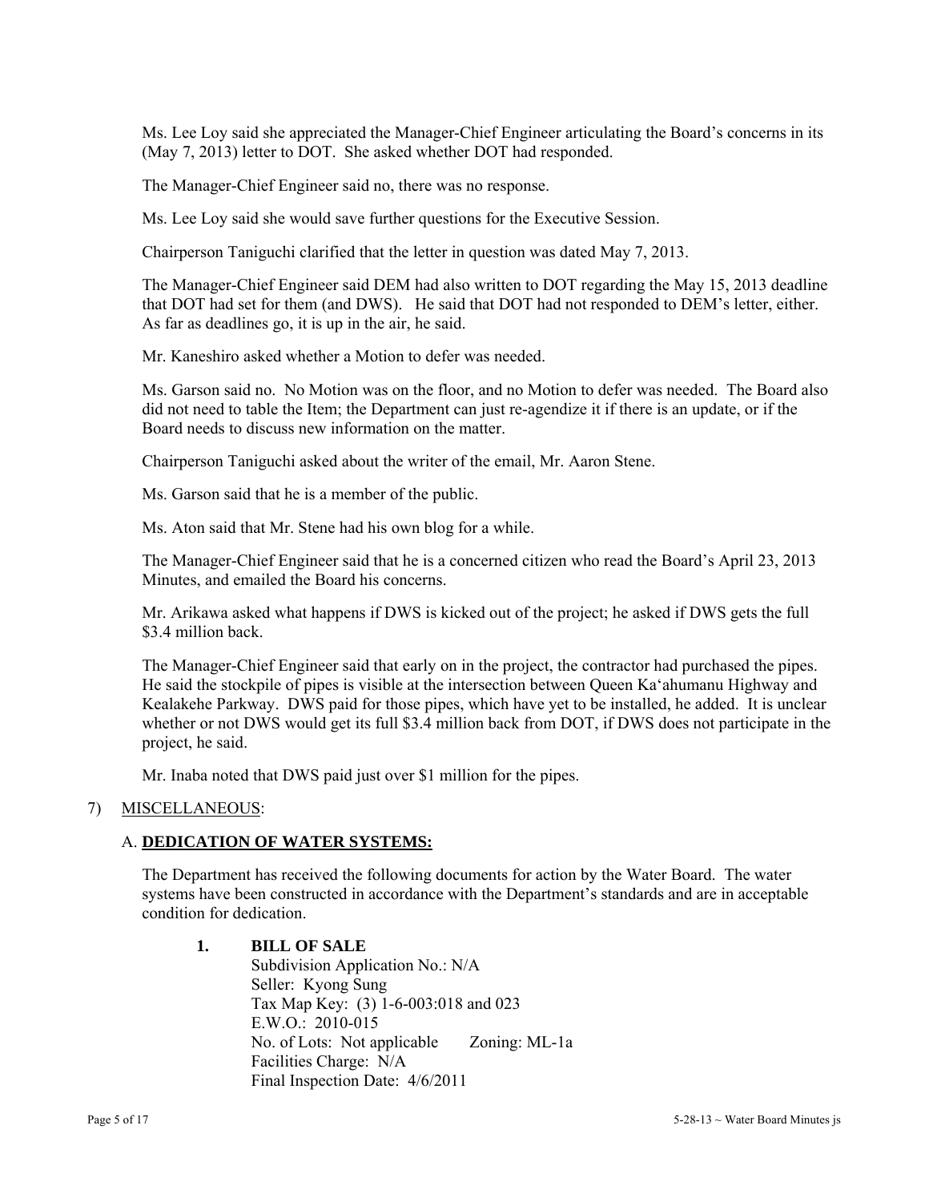Ms. Lee Loy said she appreciated the Manager-Chief Engineer articulating the Board's concerns in its (May 7, 2013) letter to DOT. She asked whether DOT had responded.

The Manager-Chief Engineer said no, there was no response.

Ms. Lee Loy said she would save further questions for the Executive Session.

Chairperson Taniguchi clarified that the letter in question was dated May 7, 2013.

The Manager-Chief Engineer said DEM had also written to DOT regarding the May 15, 2013 deadline that DOT had set for them (and DWS). He said that DOT had not responded to DEM's letter, either. As far as deadlines go, it is up in the air, he said.

Mr. Kaneshiro asked whether a Motion to defer was needed.

Ms. Garson said no. No Motion was on the floor, and no Motion to defer was needed. The Board also did not need to table the Item; the Department can just re-agendize it if there is an update, or if the Board needs to discuss new information on the matter.

Chairperson Taniguchi asked about the writer of the email, Mr. Aaron Stene.

Ms. Garson said that he is a member of the public.

Ms. Aton said that Mr. Stene had his own blog for a while.

The Manager-Chief Engineer said that he is a concerned citizen who read the Board's April 23, 2013 Minutes, and emailed the Board his concerns.

Mr. Arikawa asked what happens if DWS is kicked out of the project; he asked if DWS gets the full $3.4 million back.

The Manager-Chief Engineer said that early on in the project, the contractor had purchased the pipes. He said the stockpile of pipes is visible at the intersection between Queen Ka'ahumanu Highway and Kealakehe Parkway. DWS paid for those pipes, which have yet to be installed, he added. It is unclear whether or not DWS would get its full $3.4 million back from DOT, if DWS does not participate in the project, he said.

Mr. Inaba noted that DWS paid just over $1 million for the pipes.

7) MISCELLANEOUS:

A. **DEDICATION OF WATER SYSTEMS:**

The Department has received the following documents for action by the Water Board. The water systems have been constructed in accordance with the Department's standards and are in acceptable condition for dedication.

1. **BILL OF SALE**
   Subdivision Application No.: N/A
   Seller: Kyong Sung
   Tax Map Key: (3) 1-6-003:018 and 023
   E.W.O.: 2010-015
   No. of Lots: Not applicable Zoning: ML-1a
   Facilities Charge: N/A
   Final Inspection Date: 4/6/2011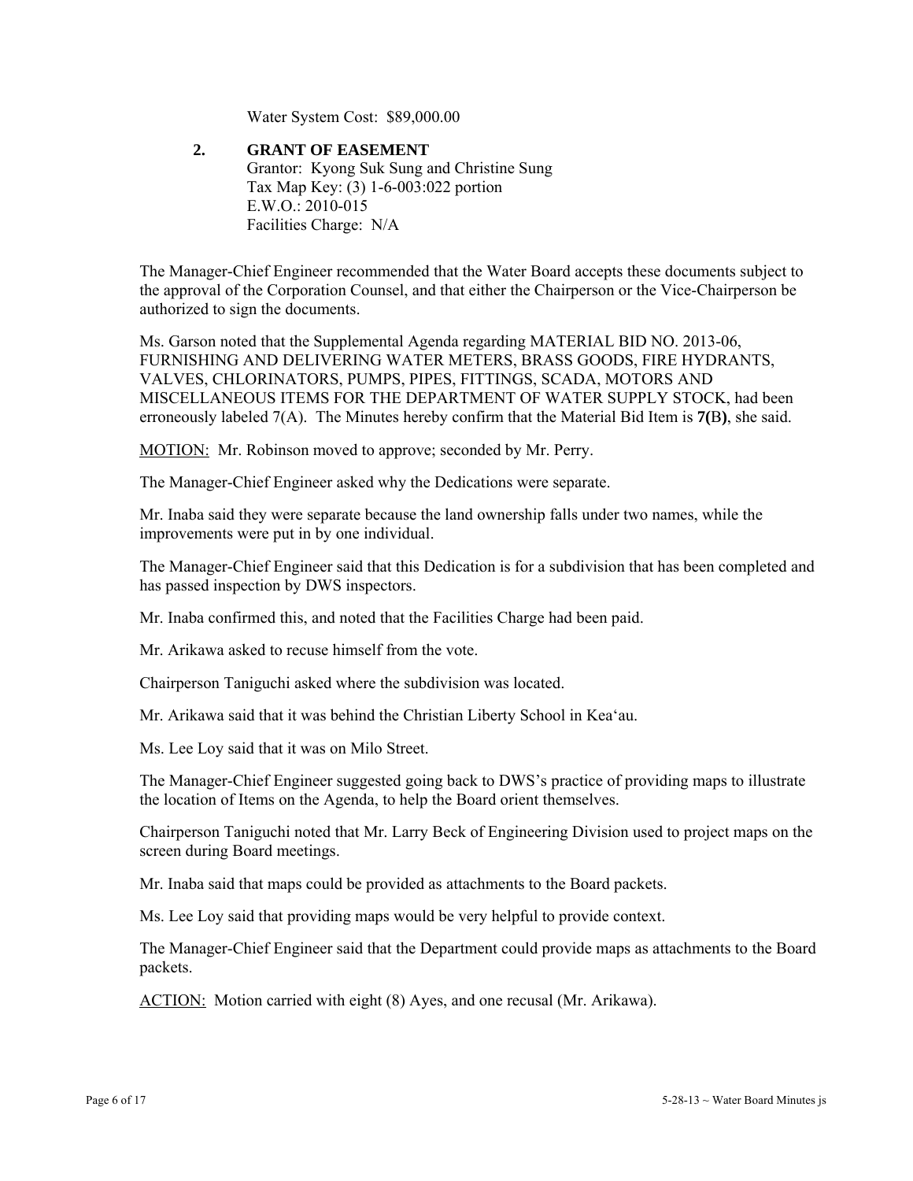Water System Cost: $89,000.00

**2. GRANT OF EASEMENT**
Grantor: Kyong Suk Sung and Christine Sung
Tax Map Key: (3) 1-6-003:022 portion
E.W.O.: 2010-015
Facilities Charge: N/A

The Manager-Chief Engineer recommended that the Water Board accepts these documents subject to the approval of the Corporation Counsel, and that either the Chairperson or the Vice-Chairperson be authorized to sign the documents.

Ms. Garson noted that the Supplemental Agenda regarding MATERIAL BID NO. 2013-06, FURNISHING AND DELIVERING WATER METERS, BRASS GOODS, FIRE HYDRANTS, VALVES, CHLORINATORS, PUMPS, PIPES, FITTINGS, SCADA, MOTORS AND MISCELLANEOUS ITEMS FOR THE DEPARTMENT OF WATER SUPPLY STOCK, had been erroneously labeled 7(A). The Minutes hereby confirm that the Material Bid Item is **7(**B**)**, she said.

MOTION: Mr. Robinson moved to approve; seconded by Mr. Perry.

The Manager-Chief Engineer asked why the Dedications were separate.

Mr. Inaba said they were separate because the land ownership falls under two names, while the improvements were put in by one individual.

The Manager-Chief Engineer said that this Dedication is for a subdivision that has been completed and has passed inspection by DWS inspectors.

Mr. Inaba confirmed this, and noted that the Facilities Charge had been paid.

Mr. Arikawa asked to recuse himself from the vote.

Chairperson Taniguchi asked where the subdivision was located.

Mr. Arikawa said that it was behind the Christian Liberty School in Kea'au.

Ms. Lee Loy said that it was on Milo Street.

The Manager-Chief Engineer suggested going back to DWS's practice of providing maps to illustrate the location of Items on the Agenda, to help the Board orient themselves.

Chairperson Taniguchi noted that Mr. Larry Beck of Engineering Division used to project maps on the screen during Board meetings.

Mr. Inaba said that maps could be provided as attachments to the Board packets.

Ms. Lee Loy said that providing maps would be very helpful to provide context.

The Manager-Chief Engineer said that the Department could provide maps as attachments to the Board packets.

ACTION: Motion carried with eight (8) Ayes, and one recusal (Mr. Arikawa).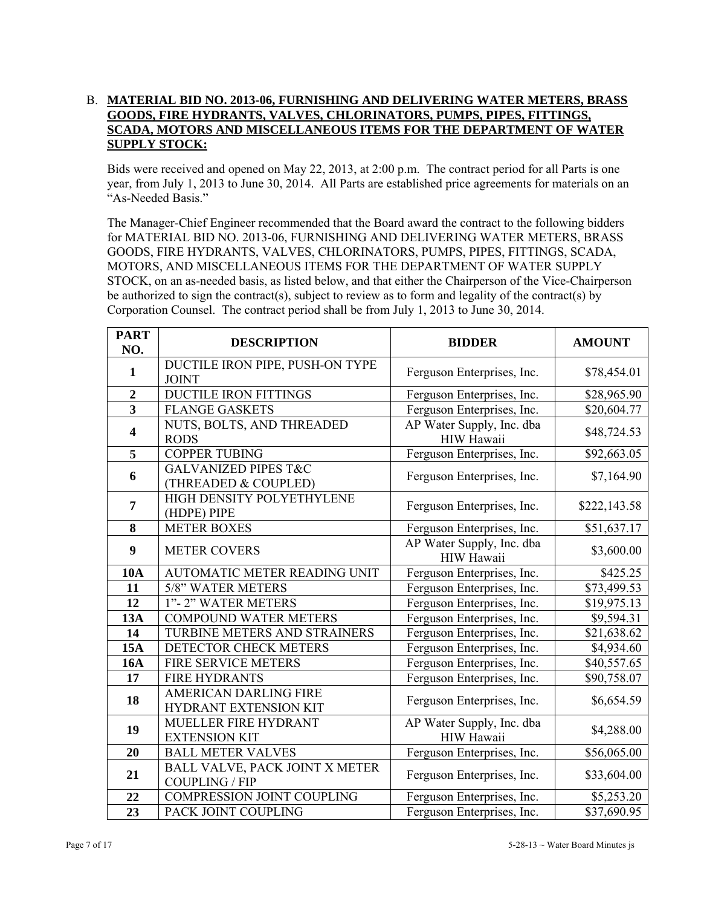B. **MATERIAL BID NO. 2013-06, FURNISHING AND DELIVERING WATER METERS, BRASS GOODS, FIRE HYDRANTS, VALVES, CHLORINATORS, PUMPS, PIPES, FITTINGS, SCADA, MOTORS AND MISCELLANEOUS ITEMS FOR THE DEPARTMENT OF WATER SUPPLY STOCK:**

Bids were received and opened on May 22, 2013, at 2:00 p.m. The contract period for all Parts is one year, from July 1, 2013 to June 30, 2014. All Parts are established price agreements for materials on an "As-Needed Basis."

The Manager-Chief Engineer recommended that the Board award the contract to the following bidders for MATERIAL BID NO. 2013-06, FURNISHING AND DELIVERING WATER METERS, BRASS GOODS, FIRE HYDRANTS, VALVES, CHLORINATORS, PUMPS, PIPES, FITTINGS, SCADA, MOTORS, AND MISCELLANEOUS ITEMS FOR THE DEPARTMENT OF WATER SUPPLY STOCK, on an as-needed basis, as listed below, and that either the Chairperson of the Vice-Chairperson be authorized to sign the contract(s), subject to review as to form and legality of the contract(s) by Corporation Counsel. The contract period shall be from July 1, 2013 to June 30, 2014.

| PART NO. | DESCRIPTION | BIDDER | AMOUNT |
|---|---|---|---|
| **1** | DUCTILE IRON PIPE, PUSH-ON TYPE JOINT | Ferguson Enterprises, Inc. | $78,454.01 |
| **2** | DUCTILE IRON FITTINGS | Ferguson Enterprises, Inc. | $28,965.90 |
| **3** | FLANGE GASKETS | Ferguson Enterprises, Inc. | $20,604.77 |
| **4** | NUTS, BOLTS, AND THREADED RODS | AP Water Supply, Inc. dba HIW Hawaii | $48,724.53 |
| **5** | COPPER TUBING | Ferguson Enterprises, Inc. | $92,663.05 |
| **6** | GALVANIZED PIPES T&C (THREADED & COUPLED) | Ferguson Enterprises, Inc. | $7,164.90 |
| **7** | HIGH DENSITY POLYETHYLENE (HDPE) PIPE | Ferguson Enterprises, Inc. | $222,143.58 |
| **8** | METER BOXES | Ferguson Enterprises, Inc. | $51,637.17 |
| **9** | METER COVERS | AP Water Supply, Inc. dba HIW Hawaii | $3,600.00 |
| **10A** | AUTOMATIC METER READING UNIT | Ferguson Enterprises, Inc. | $425.25 |
| **11** | 5/8" WATER METERS | Ferguson Enterprises, Inc. | $73,499.53 |
| **12** | 1"- 2" WATER METERS | Ferguson Enterprises, Inc. | $19,975.13 |
| **13A** | COMPOUND WATER METERS | Ferguson Enterprises, Inc. | $9,594.31 |
| **14** | TURBINE METERS AND STRAINERS | Ferguson Enterprises, Inc. | $21,638.62 |
| **15A** | DETECTOR CHECK METERS | Ferguson Enterprises, Inc. | $4,934.60 |
| **16A** | FIRE SERVICE METERS | Ferguson Enterprises, Inc. | $40,557.65 |
| **17** | FIRE HYDRANTS | Ferguson Enterprises, Inc. | $90,758.07 |
| **18** | AMERICAN DARLING FIRE HYDRANT EXTENSION KIT | Ferguson Enterprises, Inc. | $6,654.59 |
| **19** | MUELLER FIRE HYDRANT EXTENSION KIT | AP Water Supply, Inc. dba HIW Hawaii | $4,288.00 |
| **20** | BALL METER VALVES | Ferguson Enterprises, Inc. | $56,065.00 |
| **21** | BALL VALVE, PACK JOINT X METER COUPLING / FIP | Ferguson Enterprises, Inc. | $33,604.00 |
| **22** | COMPRESSION JOINT COUPLING | Ferguson Enterprises, Inc. | $5,253.20 |
| **23** | PACK JOINT COUPLING | Ferguson Enterprises, Inc. | $37,690.95 |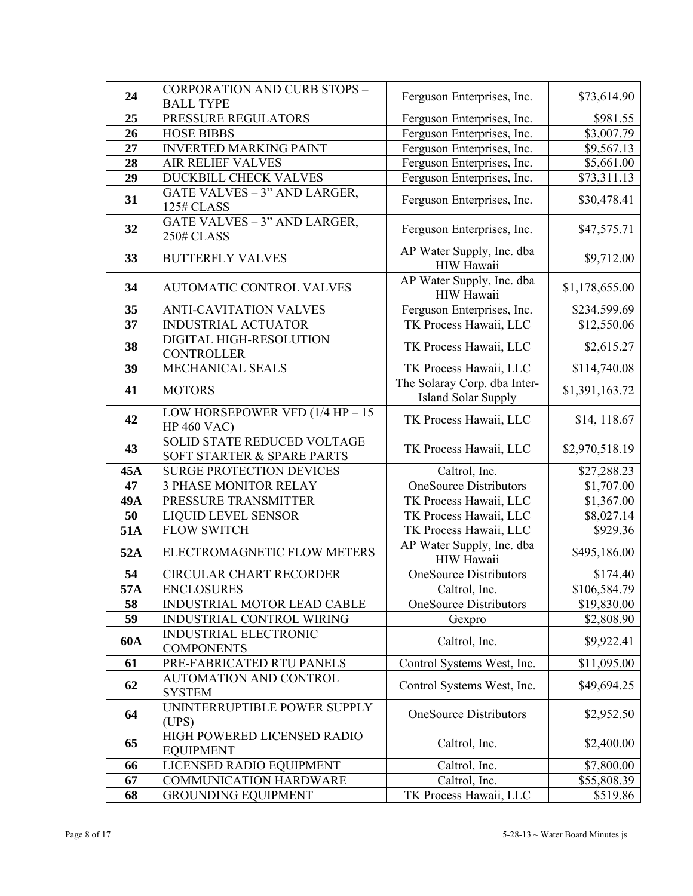| | | | |
|---|---|---|---|
| **24** | CORPORATION AND CURB STOPS – BALL TYPE | Ferguson Enterprises, Inc. | $73,614.90 |
| **25** | PRESSURE REGULATORS | Ferguson Enterprises, Inc. | $981.55 |
| **26** | HOSE BIBBS | Ferguson Enterprises, Inc. | $3,007.79 |
| **27** | INVERTED MARKING PAINT | Ferguson Enterprises, Inc. | $9,567.13 |
| **28** | AIR RELIEF VALVES | Ferguson Enterprises, Inc. | $5,661.00 |
| **29** | DUCKBILL CHECK VALVES | Ferguson Enterprises, Inc. | $73,311.13 |
| **31** | GATE VALVES – 3" AND LARGER, 125# CLASS | Ferguson Enterprises, Inc. | $30,478.41 |
| **32** | GATE VALVES – 3" AND LARGER, 250# CLASS | Ferguson Enterprises, Inc. | $47,575.71 |
| **33** | BUTTERFLY VALVES | AP Water Supply, Inc. dba HIW Hawaii | $9,712.00 |
| **34** | AUTOMATIC CONTROL VALVES | AP Water Supply, Inc. dba HIW Hawaii | $1,178,655.00 |
| **35** | ANTI-CAVITATION VALVES | Ferguson Enterprises, Inc. | $234.599.69 |
| **37** | INDUSTRIAL ACTUATOR | TK Process Hawaii, LLC | $12,550.06 |
| **38** | DIGITAL HIGH-RESOLUTION CONTROLLER | TK Process Hawaii, LLC | $2,615.27 |
| **39** | MECHANICAL SEALS | TK Process Hawaii, LLC | $114,740.08 |
| **41** | MOTORS | The Solaray Corp. dba Inter-Island Solar Supply | $1,391,163.72 |
| **42** | LOW HORSEPOWER VFD (1/4 HP – 15 HP 460 VAC) | TK Process Hawaii, LLC | $14, 118.67 |
| **43** | SOLID STATE REDUCED VOLTAGE SOFT STARTER & SPARE PARTS | TK Process Hawaii, LLC | $2,970,518.19 |
| **45A** | SURGE PROTECTION DEVICES | Caltrol, Inc. | $27,288.23 |
| **47** | 3 PHASE MONITOR RELAY | OneSource Distributors | $1,707.00 |
| **49A** | PRESSURE TRANSMITTER | TK Process Hawaii, LLC | $1,367.00 |
| **50** | LIQUID LEVEL SENSOR | TK Process Hawaii, LLC | $8,027.14 |
| **51A** | FLOW SWITCH | TK Process Hawaii, LLC | $929.36 |
| **52A** | ELECTROMAGNETIC FLOW METERS | AP Water Supply, Inc. dba HIW Hawaii | $495,186.00 |
| **54** | CIRCULAR CHART RECORDER | OneSource Distributors | $174.40 |
| **57A** | ENCLOSURES | Caltrol, Inc. | $106,584.79 |
| **58** | INDUSTRIAL MOTOR LEAD CABLE | OneSource Distributors | $19,830.00 |
| **59** | INDUSTRIAL CONTROL WIRING | Gexpro | $2,808.90 |
| **60A** | INDUSTRIAL ELECTRONIC COMPONENTS | Caltrol, Inc. | $9,922.41 |
| **61** | PRE-FABRICATED RTU PANELS | Control Systems West, Inc. | $11,095.00 |
| **62** | AUTOMATION AND CONTROL SYSTEM | Control Systems West, Inc. | $49,694.25 |
| **64** | UNINTERRUPTIBLE POWER SUPPLY (UPS) | OneSource Distributors | $2,952.50 |
| **65** | HIGH POWERED LICENSED RADIO EQUIPMENT | Caltrol, Inc. | $2,400.00 |
| **66** | LICENSED RADIO EQUIPMENT | Caltrol, Inc. | $7,800.00 |
| **67** | COMMUNICATION HARDWARE | Caltrol, Inc. | $55,808.39 |
| **68** | GROUNDING EQUIPMENT | TK Process Hawaii, LLC | $519.86 |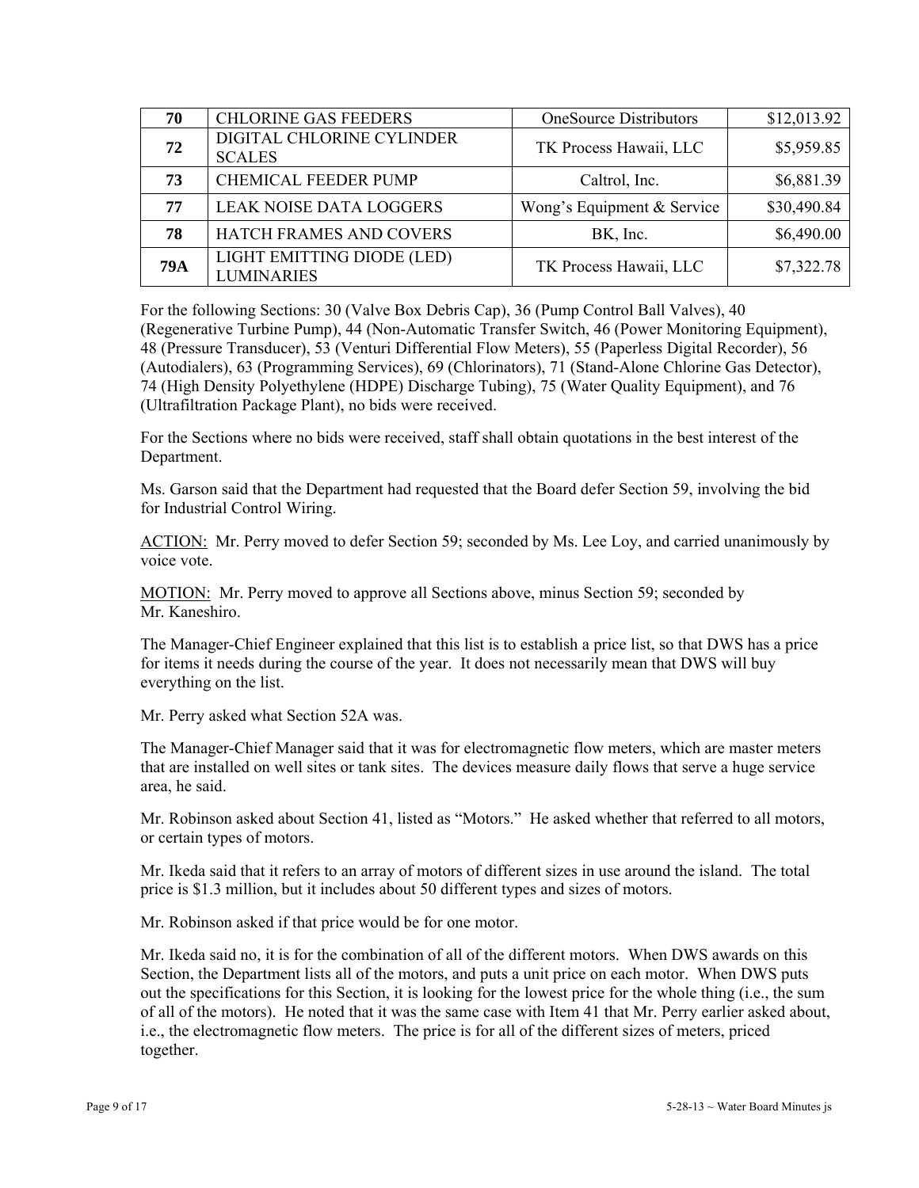| 70 | CHLORINE GAS FEEDERS | OneSource Distributors | $12,013.92 |
|---|---|---|---|
| 72 | DIGITAL CHLORINE CYLINDER SCALES | TK Process Hawaii, LLC | $5,959.85 |
| 73 | CHEMICAL FEEDER PUMP | Caltrol, Inc. | $6,881.39 |
| 77 | LEAK NOISE DATA LOGGERS | Wong's Equipment & Service | $30,490.84 |
| 78 | HATCH FRAMES AND COVERS | BK, Inc. | $6,490.00 |
| 79A | LIGHT EMITTING DIODE (LED) LUMINARIES | TK Process Hawaii, LLC | $7,322.78 |

For the following Sections: 30 (Valve Box Debris Cap), 36 (Pump Control Ball Valves), 40 (Regenerative Turbine Pump), 44 (Non-Automatic Transfer Switch, 46 (Power Monitoring Equipment), 48 (Pressure Transducer), 53 (Venturi Differential Flow Meters), 55 (Paperless Digital Recorder), 56 (Autodialers), 63 (Programming Services), 69 (Chlorinators), 71 (Stand-Alone Chlorine Gas Detector), 74 (High Density Polyethylene (HDPE) Discharge Tubing), 75 (Water Quality Equipment), and 76 (Ultrafiltration Package Plant), no bids were received.

For the Sections where no bids were received, staff shall obtain quotations in the best interest of the Department.

Ms. Garson said that the Department had requested that the Board defer Section 59, involving the bid for Industrial Control Wiring.

ACTION: Mr. Perry moved to defer Section 59; seconded by Ms. Lee Loy, and carried unanimously by voice vote.

MOTION: Mr. Perry moved to approve all Sections above, minus Section 59; seconded by Mr. Kaneshiro.

The Manager-Chief Engineer explained that this list is to establish a price list, so that DWS has a price for items it needs during the course of the year. It does not necessarily mean that DWS will buy everything on the list.

Mr. Perry asked what Section 52A was.

The Manager-Chief Manager said that it was for electromagnetic flow meters, which are master meters that are installed on well sites or tank sites. The devices measure daily flows that serve a huge service area, he said.

Mr. Robinson asked about Section 41, listed as "Motors." He asked whether that referred to all motors, or certain types of motors.

Mr. Ikeda said that it refers to an array of motors of different sizes in use around the island. The total price is $1.3 million, but it includes about 50 different types and sizes of motors.

Mr. Robinson asked if that price would be for one motor.

Mr. Ikeda said no, it is for the combination of all of the different motors. When DWS awards on this Section, the Department lists all of the motors, and puts a unit price on each motor. When DWS puts out the specifications for this Section, it is looking for the lowest price for the whole thing (i.e., the sum of all of the motors). He noted that it was the same case with Item 41 that Mr. Perry earlier asked about, i.e., the electromagnetic flow meters. The price is for all of the different sizes of meters, priced together.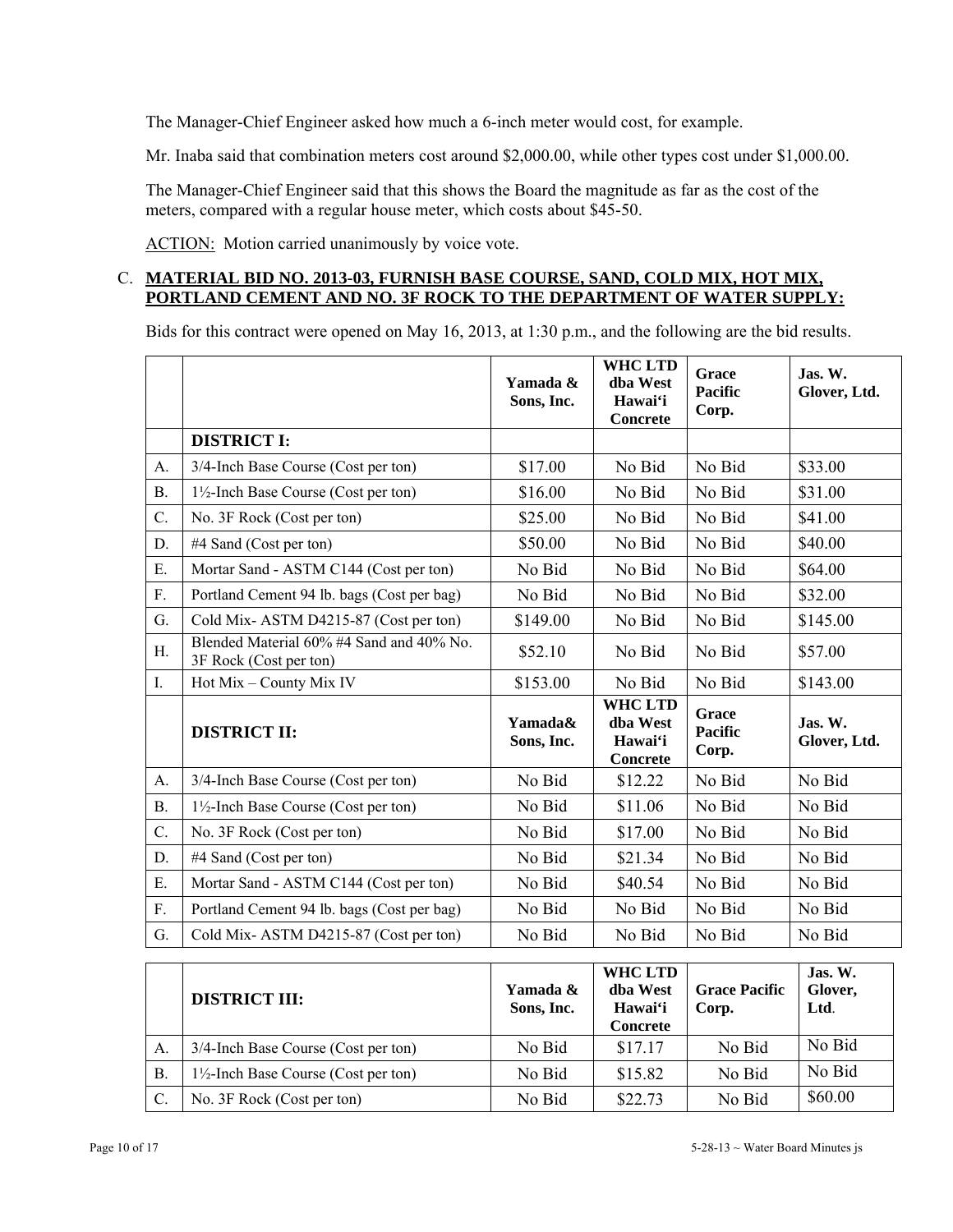The Manager-Chief Engineer asked how much a 6-inch meter would cost, for example.

Mr. Inaba said that combination meters cost around $2,000.00, while other types cost under $1,000.00.

The Manager-Chief Engineer said that this shows the Board the magnitude as far as the cost of the meters, compared with a regular house meter, which costs about $45-50.

ACTION: Motion carried unanimously by voice vote.

C. **MATERIAL BID NO. 2013-03, FURNISH BASE COURSE, SAND, COLD MIX, HOT MIX, PORTLAND CEMENT AND NO. 3F ROCK TO THE DEPARTMENT OF WATER SUPPLY:**

Bids for this contract were opened on May 16, 2013, at 1:30 p.m., and the following are the bid results.

| | | Yamada & Sons, Inc. | WHC LTD dba West Hawai'i Concrete | Grace Pacific Corp. | Jas. W. Glover, Ltd. |
|---|---|---|---|---|---|
| | **DISTRICT I:** | | | | |
| A. | 3/4-Inch Base Course (Cost per ton) | $17.00 | No Bid | No Bid | $33.00 |
| B. | 1½-Inch Base Course (Cost per ton) | $16.00 | No Bid | No Bid | $31.00 |
| C. | No. 3F Rock (Cost per ton) | $25.00 | No Bid | No Bid | $41.00 |
| D. | #4 Sand (Cost per ton) | $50.00 | No Bid | No Bid | $40.00 |
| E. | Mortar Sand - ASTM C144 (Cost per ton) | No Bid | No Bid | No Bid | $64.00 |
| F. | Portland Cement 94 lb. bags (Cost per bag) | No Bid | No Bid | No Bid | $32.00 |
| G. | Cold Mix- ASTM D4215-87 (Cost per ton) | $149.00 | No Bid | No Bid | $145.00 |
| H. | Blended Material 60% #4 Sand and 40% No. 3F Rock (Cost per ton) | $52.10 | No Bid | No Bid | $57.00 |
| I. | Hot Mix – County Mix IV | $153.00 | No Bid | No Bid | $143.00 |
| | **DISTRICT II:** | **Yamada& Sons, Inc.** | **WHC LTD dba West Hawai'i Concrete** | **Grace Pacific Corp.** | **Jas. W. Glover, Ltd.** |
| A. | 3/4-Inch Base Course (Cost per ton) | No Bid | $12.22 | No Bid | No Bid |
| B. | 1½-Inch Base Course (Cost per ton) | No Bid | $11.06 | No Bid | No Bid |
| C. | No. 3F Rock (Cost per ton) | No Bid | $17.00 | No Bid | No Bid |
| D. | #4 Sand (Cost per ton) | No Bid | $21.34 | No Bid | No Bid |
| E. | Mortar Sand - ASTM C144 (Cost per ton) | No Bid | $40.54 | No Bid | No Bid |
| F. | Portland Cement 94 lb. bags (Cost per bag) | No Bid | No Bid | No Bid | No Bid |
| G. | Cold Mix- ASTM D4215-87 (Cost per ton) | No Bid | No Bid | No Bid | No Bid |

| | **DISTRICT III:** | Yamada & Sons, Inc. | WHC LTD dba West Hawai'i Concrete | Grace Pacific Corp. | Jas. W. Glover, Ltd. |
|---|---|---|---|---|---|
| A. | 3/4-Inch Base Course (Cost per ton) | No Bid | $17.17 | No Bid | No Bid |
| B. | 1½-Inch Base Course (Cost per ton) | No Bid | $15.82 | No Bid | No Bid |
| C. | No. 3F Rock (Cost per ton) | No Bid | $22.73 | No Bid | $60.00 |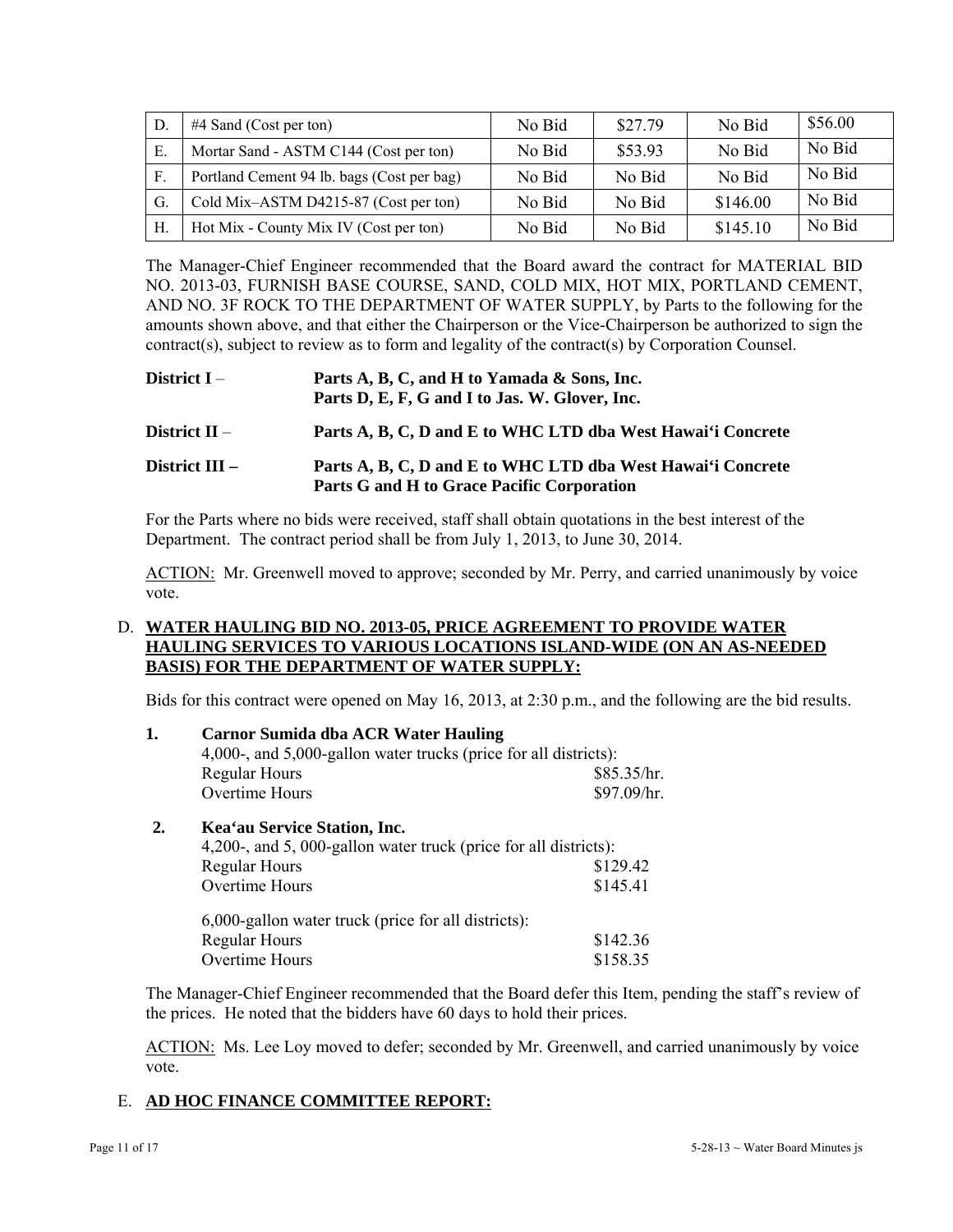| D. | #4 Sand (Cost per ton) | No Bid | $27.79 | No Bid | $56.00 |
|---|---|---|---|---|---|
| E. | Mortar Sand - ASTM C144 (Cost per ton) | No Bid | $53.93 | No Bid | No Bid |
| F. | Portland Cement 94 lb. bags (Cost per bag) | No Bid | No Bid | No Bid | No Bid |
| G. | Cold Mix–ASTM D4215-87 (Cost per ton) | No Bid | No Bid | $146.00 | No Bid |
| H. | Hot Mix - County Mix IV (Cost per ton) | No Bid | No Bid | $145.10 | No Bid |

The Manager-Chief Engineer recommended that the Board award the contract for MATERIAL BID NO. 2013-03, FURNISH BASE COURSE, SAND, COLD MIX, HOT MIX, PORTLAND CEMENT, AND NO. 3F ROCK TO THE DEPARTMENT OF WATER SUPPLY, by Parts to the following for the amounts shown above, and that either the Chairperson or the Vice-Chairperson be authorized to sign the contract(s), subject to review as to form and legality of the contract(s) by Corporation Counsel.

**District I** – **Parts A, B, C, and H to Yamada & Sons, Inc.**
**Parts D, E, F, G and I to Jas. W. Glover, Inc.**

**District II** – **Parts A, B, C, D and E to WHC LTD dba West Hawai‘i Concrete**

**District III –** **Parts A, B, C, D and E to WHC LTD dba West Hawai‘i Concrete**
**Parts G and H to Grace Pacific Corporation**

For the Parts where no bids were received, staff shall obtain quotations in the best interest of the Department. The contract period shall be from July 1, 2013, to June 30, 2014.

ACTION: Mr. Greenwell moved to approve; seconded by Mr. Perry, and carried unanimously by voice vote.

D. **WATER HAULING BID NO. 2013-05, PRICE AGREEMENT TO PROVIDE WATER HAULING SERVICES TO VARIOUS LOCATIONS ISLAND-WIDE (ON AN AS-NEEDED BASIS) FOR THE DEPARTMENT OF WATER SUPPLY:**

Bids for this contract were opened on May 16, 2013, at 2:30 p.m., and the following are the bid results.

**1. Carnor Sumida dba ACR Water Hauling**

4,000-, and 5,000-gallon water trucks (price for all districts):

| | |
|---|---|
| Regular Hours | $85.35/hr. |
| Overtime Hours | $97.09/hr. |

**2. Kea‘au Service Station, Inc.**

4,200-, and 5, 000-gallon water truck (price for all districts):

| | |
|---|---|
| Regular Hours | $129.42 |
| Overtime Hours | $145.41 |

6,000-gallon water truck (price for all districts):

| | |
|---|---|
| Regular Hours | $142.36 |
| Overtime Hours | $158.35 |

The Manager-Chief Engineer recommended that the Board defer this Item, pending the staff's review of the prices. He noted that the bidders have 60 days to hold their prices.

ACTION: Ms. Lee Loy moved to defer; seconded by Mr. Greenwell, and carried unanimously by voice vote.

E. **AD HOC FINANCE COMMITTEE REPORT:**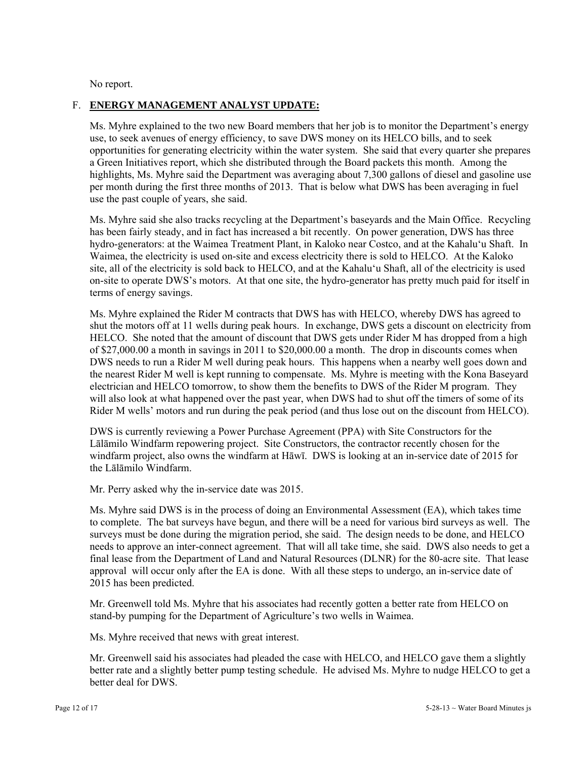No report.

## F. **ENERGY MANAGEMENT ANALYST UPDATE:**

Ms. Myhre explained to the two new Board members that her job is to monitor the Department's energy use, to seek avenues of energy efficiency, to save DWS money on its HELCO bills, and to seek opportunities for generating electricity within the water system. She said that every quarter she prepares a Green Initiatives report, which she distributed through the Board packets this month. Among the highlights, Ms. Myhre said the Department was averaging about 7,300 gallons of diesel and gasoline use per month during the first three months of 2013. That is below what DWS has been averaging in fuel use the past couple of years, she said.

Ms. Myhre said she also tracks recycling at the Department's baseyards and the Main Office. Recycling has been fairly steady, and in fact has increased a bit recently. On power generation, DWS has three hydro-generators: at the Waimea Treatment Plant, in Kaloko near Costco, and at the Kahalu'u Shaft. In Waimea, the electricity is used on-site and excess electricity there is sold to HELCO. At the Kaloko site, all of the electricity is sold back to HELCO, and at the Kahalu'u Shaft, all of the electricity is used on-site to operate DWS's motors. At that one site, the hydro-generator has pretty much paid for itself in terms of energy savings.

Ms. Myhre explained the Rider M contracts that DWS has with HELCO, whereby DWS has agreed to shut the motors off at 11 wells during peak hours. In exchange, DWS gets a discount on electricity from HELCO. She noted that the amount of discount that DWS gets under Rider M has dropped from a high of $27,000.00 a month in savings in 2011 to $20,000.00 a month. The drop in discounts comes when DWS needs to run a Rider M well during peak hours. This happens when a nearby well goes down and the nearest Rider M well is kept running to compensate. Ms. Myhre is meeting with the Kona Baseyard electrician and HELCO tomorrow, to show them the benefits to DWS of the Rider M program. They will also look at what happened over the past year, when DWS had to shut off the timers of some of its Rider M wells' motors and run during the peak period (and thus lose out on the discount from HELCO).

DWS is currently reviewing a Power Purchase Agreement (PPA) with Site Constructors for the Lālāmilo Windfarm repowering project. Site Constructors, the contractor recently chosen for the windfarm project, also owns the windfarm at Hāwī. DWS is looking at an in-service date of 2015 for the Lālāmilo Windfarm.

Mr. Perry asked why the in-service date was 2015.

Ms. Myhre said DWS is in the process of doing an Environmental Assessment (EA), which takes time to complete. The bat surveys have begun, and there will be a need for various bird surveys as well. The surveys must be done during the migration period, she said. The design needs to be done, and HELCO needs to approve an inter-connect agreement. That will all take time, she said. DWS also needs to get a final lease from the Department of Land and Natural Resources (DLNR) for the 80-acre site. That lease approval will occur only after the EA is done. With all these steps to undergo, an in-service date of 2015 has been predicted.

Mr. Greenwell told Ms. Myhre that his associates had recently gotten a better rate from HELCO on stand-by pumping for the Department of Agriculture's two wells in Waimea.

Ms. Myhre received that news with great interest.

Mr. Greenwell said his associates had pleaded the case with HELCO, and HELCO gave them a slightly better rate and a slightly better pump testing schedule. He advised Ms. Myhre to nudge HELCO to get a better deal for DWS.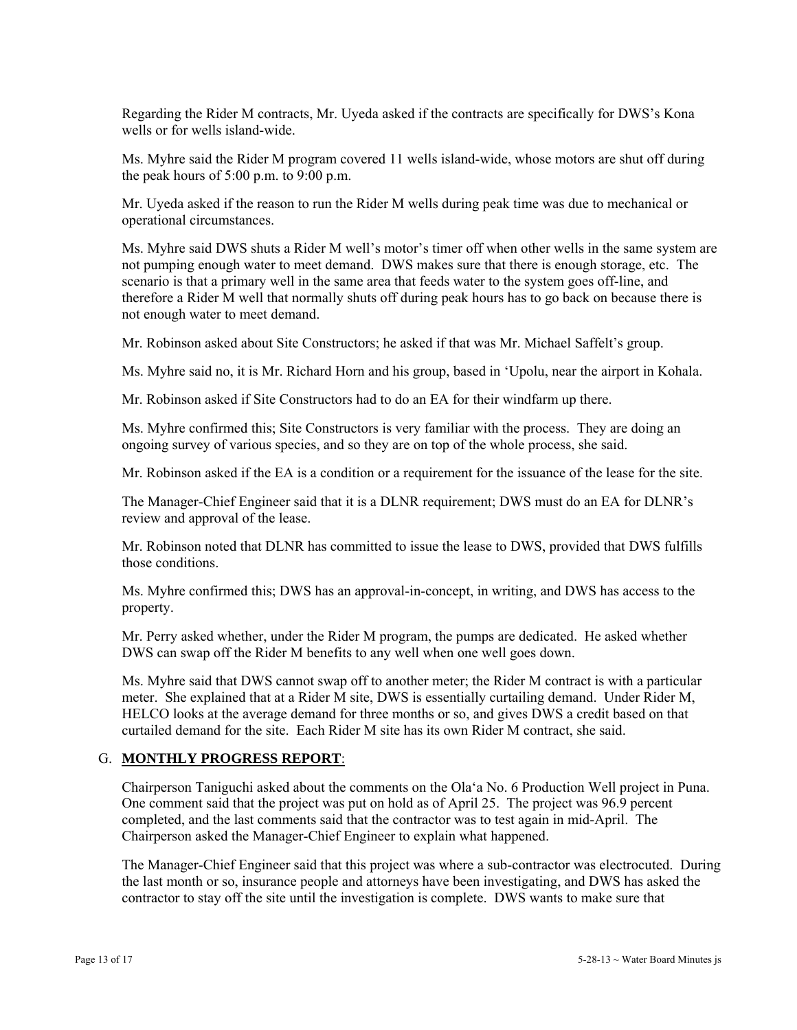Regarding the Rider M contracts, Mr. Uyeda asked if the contracts are specifically for DWS's Kona wells or for wells island-wide.

Ms. Myhre said the Rider M program covered 11 wells island-wide, whose motors are shut off during the peak hours of 5:00 p.m. to 9:00 p.m.

Mr. Uyeda asked if the reason to run the Rider M wells during peak time was due to mechanical or operational circumstances.

Ms. Myhre said DWS shuts a Rider M well's motor's timer off when other wells in the same system are not pumping enough water to meet demand. DWS makes sure that there is enough storage, etc. The scenario is that a primary well in the same area that feeds water to the system goes off-line, and therefore a Rider M well that normally shuts off during peak hours has to go back on because there is not enough water to meet demand.

Mr. Robinson asked about Site Constructors; he asked if that was Mr. Michael Saffelt's group.

Ms. Myhre said no, it is Mr. Richard Horn and his group, based in ʻUpolu, near the airport in Kohala.

Mr. Robinson asked if Site Constructors had to do an EA for their windfarm up there.

Ms. Myhre confirmed this; Site Constructors is very familiar with the process. They are doing an ongoing survey of various species, and so they are on top of the whole process, she said.

Mr. Robinson asked if the EA is a condition or a requirement for the issuance of the lease for the site.

The Manager-Chief Engineer said that it is a DLNR requirement; DWS must do an EA for DLNR's review and approval of the lease.

Mr. Robinson noted that DLNR has committed to issue the lease to DWS, provided that DWS fulfills those conditions.

Ms. Myhre confirmed this; DWS has an approval-in-concept, in writing, and DWS has access to the property.

Mr. Perry asked whether, under the Rider M program, the pumps are dedicated. He asked whether DWS can swap off the Rider M benefits to any well when one well goes down.

Ms. Myhre said that DWS cannot swap off to another meter; the Rider M contract is with a particular meter. She explained that at a Rider M site, DWS is essentially curtailing demand. Under Rider M, HELCO looks at the average demand for three months or so, and gives DWS a credit based on that curtailed demand for the site. Each Rider M site has its own Rider M contract, she said.

G. **MONTHLY PROGRESS REPORT**:

Chairperson Taniguchi asked about the comments on the Olaʻa No. 6 Production Well project in Puna. One comment said that the project was put on hold as of April 25. The project was 96.9 percent completed, and the last comments said that the contractor was to test again in mid-April. The Chairperson asked the Manager-Chief Engineer to explain what happened.

The Manager-Chief Engineer said that this project was where a sub-contractor was electrocuted. During the last month or so, insurance people and attorneys have been investigating, and DWS has asked the contractor to stay off the site until the investigation is complete. DWS wants to make sure that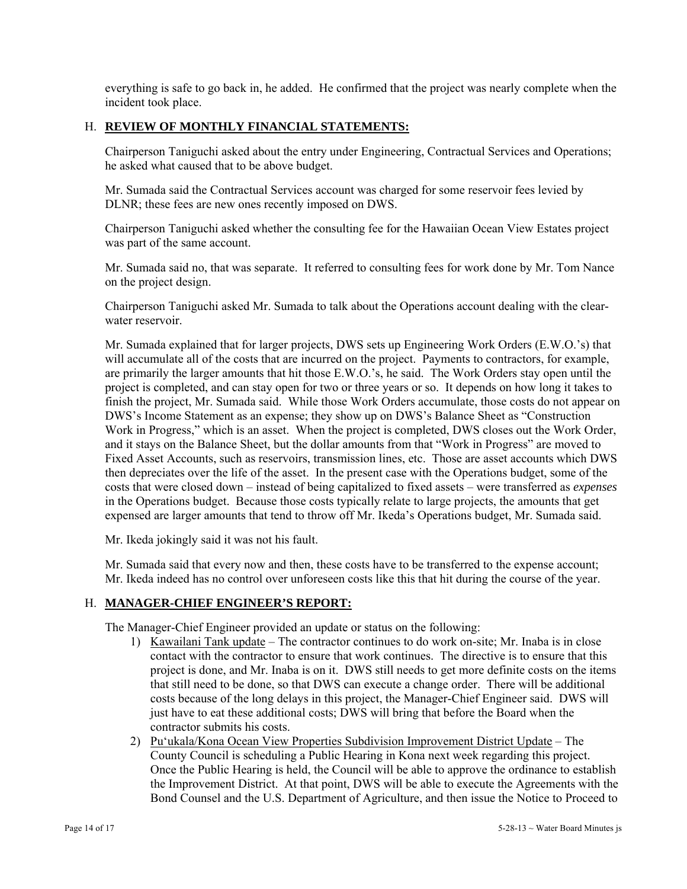everything is safe to go back in, he added. He confirmed that the project was nearly complete when the incident took place.

## H. **REVIEW OF MONTHLY FINANCIAL STATEMENTS:**

Chairperson Taniguchi asked about the entry under Engineering, Contractual Services and Operations; he asked what caused that to be above budget.

Mr. Sumada said the Contractual Services account was charged for some reservoir fees levied by DLNR; these fees are new ones recently imposed on DWS.

Chairperson Taniguchi asked whether the consulting fee for the Hawaiian Ocean View Estates project was part of the same account.

Mr. Sumada said no, that was separate. It referred to consulting fees for work done by Mr. Tom Nance on the project design.

Chairperson Taniguchi asked Mr. Sumada to talk about the Operations account dealing with the clear-water reservoir.

Mr. Sumada explained that for larger projects, DWS sets up Engineering Work Orders (E.W.O.'s) that will accumulate all of the costs that are incurred on the project. Payments to contractors, for example, are primarily the larger amounts that hit those E.W.O.'s, he said. The Work Orders stay open until the project is completed, and can stay open for two or three years or so. It depends on how long it takes to finish the project, Mr. Sumada said. While those Work Orders accumulate, those costs do not appear on DWS's Income Statement as an expense; they show up on DWS's Balance Sheet as "Construction Work in Progress," which is an asset. When the project is completed, DWS closes out the Work Order, and it stays on the Balance Sheet, but the dollar amounts from that "Work in Progress" are moved to Fixed Asset Accounts, such as reservoirs, transmission lines, etc. Those are asset accounts which DWS then depreciates over the life of the asset. In the present case with the Operations budget, some of the costs that were closed down – instead of being capitalized to fixed assets – were transferred as *expenses* in the Operations budget. Because those costs typically relate to large projects, the amounts that get expensed are larger amounts that tend to throw off Mr. Ikeda's Operations budget, Mr. Sumada said.

Mr. Ikeda jokingly said it was not his fault.

Mr. Sumada said that every now and then, these costs have to be transferred to the expense account; Mr. Ikeda indeed has no control over unforeseen costs like this that hit during the course of the year.

## H. **MANAGER-CHIEF ENGINEER'S REPORT:**

The Manager-Chief Engineer provided an update or status on the following:

1) <u>Kawailani Tank update</u> – The contractor continues to do work on-site; Mr. Inaba is in close contact with the contractor to ensure that work continues. The directive is to ensure that this project is done, and Mr. Inaba is on it. DWS still needs to get more definite costs on the items that still need to be done, so that DWS can execute a change order. There will be additional costs because of the long delays in this project, the Manager-Chief Engineer said. DWS will just have to eat these additional costs; DWS will bring that before the Board when the contractor submits his costs.
2) <u>Pu'ukala/Kona Ocean View Properties Subdivision Improvement District Update</u> – The County Council is scheduling a Public Hearing in Kona next week regarding this project. Once the Public Hearing is held, the Council will be able to approve the ordinance to establish the Improvement District. At that point, DWS will be able to execute the Agreements with the Bond Counsel and the U.S. Department of Agriculture, and then issue the Notice to Proceed to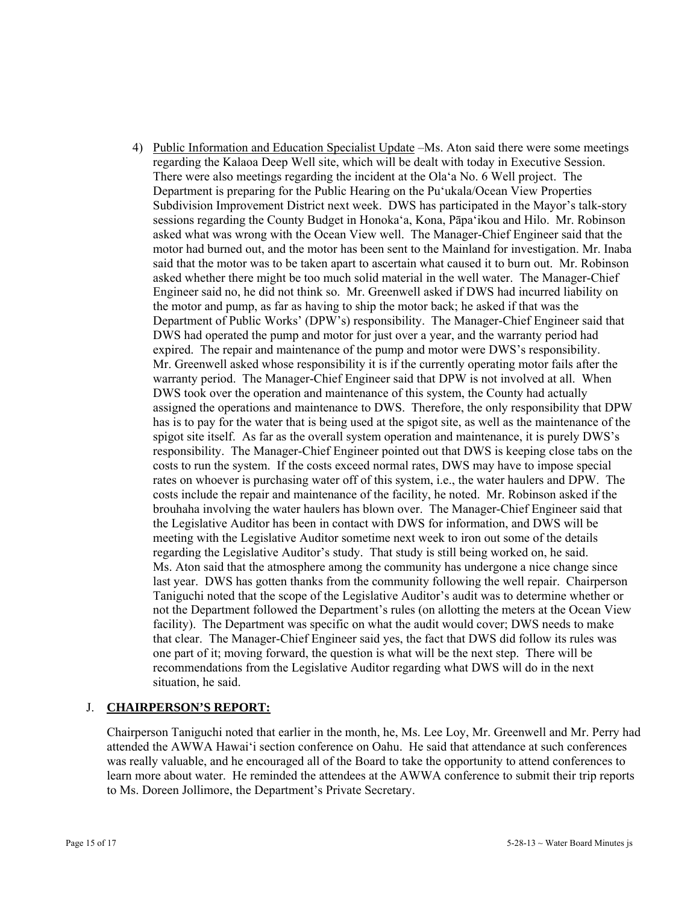4) <u>Public Information and Education Specialist Update</u> –Ms. Aton said there were some meetings regarding the Kalaoa Deep Well site, which will be dealt with today in Executive Session. There were also meetings regarding the incident at the Ola‘a No. 6 Well project. The Department is preparing for the Public Hearing on the Pu‘ukala/Ocean View Properties Subdivision Improvement District next week. DWS has participated in the Mayor's talk-story sessions regarding the County Budget in Honoka‘a, Kona, Pāpa‘ikou and Hilo. Mr. Robinson asked what was wrong with the Ocean View well. The Manager-Chief Engineer said that the motor had burned out, and the motor has been sent to the Mainland for investigation. Mr. Inaba said that the motor was to be taken apart to ascertain what caused it to burn out. Mr. Robinson asked whether there might be too much solid material in the well water. The Manager-Chief Engineer said no, he did not think so. Mr. Greenwell asked if DWS had incurred liability on the motor and pump, as far as having to ship the motor back; he asked if that was the Department of Public Works' (DPW's) responsibility. The Manager-Chief Engineer said that DWS had operated the pump and motor for just over a year, and the warranty period had expired. The repair and maintenance of the pump and motor were DWS's responsibility. Mr. Greenwell asked whose responsibility it is if the currently operating motor fails after the warranty period. The Manager-Chief Engineer said that DPW is not involved at all. When DWS took over the operation and maintenance of this system, the County had actually assigned the operations and maintenance to DWS. Therefore, the only responsibility that DPW has is to pay for the water that is being used at the spigot site, as well as the maintenance of the spigot site itself. As far as the overall system operation and maintenance, it is purely DWS's responsibility. The Manager-Chief Engineer pointed out that DWS is keeping close tabs on the costs to run the system. If the costs exceed normal rates, DWS may have to impose special rates on whoever is purchasing water off of this system, i.e., the water haulers and DPW. The costs include the repair and maintenance of the facility, he noted. Mr. Robinson asked if the brouhaha involving the water haulers has blown over. The Manager-Chief Engineer said that the Legislative Auditor has been in contact with DWS for information, and DWS will be meeting with the Legislative Auditor sometime next week to iron out some of the details regarding the Legislative Auditor's study. That study is still being worked on, he said. Ms. Aton said that the atmosphere among the community has undergone a nice change since last year. DWS has gotten thanks from the community following the well repair. Chairperson Taniguchi noted that the scope of the Legislative Auditor's audit was to determine whether or not the Department followed the Department's rules (on allotting the meters at the Ocean View facility). The Department was specific on what the audit would cover; DWS needs to make that clear. The Manager-Chief Engineer said yes, the fact that DWS did follow its rules was one part of it; moving forward, the question is what will be the next step. There will be recommendations from the Legislative Auditor regarding what DWS will do in the next situation, he said.

## J. **<u>CHAIRPERSON'S REPORT:</u>**

Chairperson Taniguchi noted that earlier in the month, he, Ms. Lee Loy, Mr. Greenwell and Mr. Perry had attended the AWWA Hawai‘i section conference on Oahu. He said that attendance at such conferences was really valuable, and he encouraged all of the Board to take the opportunity to attend conferences to learn more about water. He reminded the attendees at the AWWA conference to submit their trip reports to Ms. Doreen Jollimore, the Department's Private Secretary.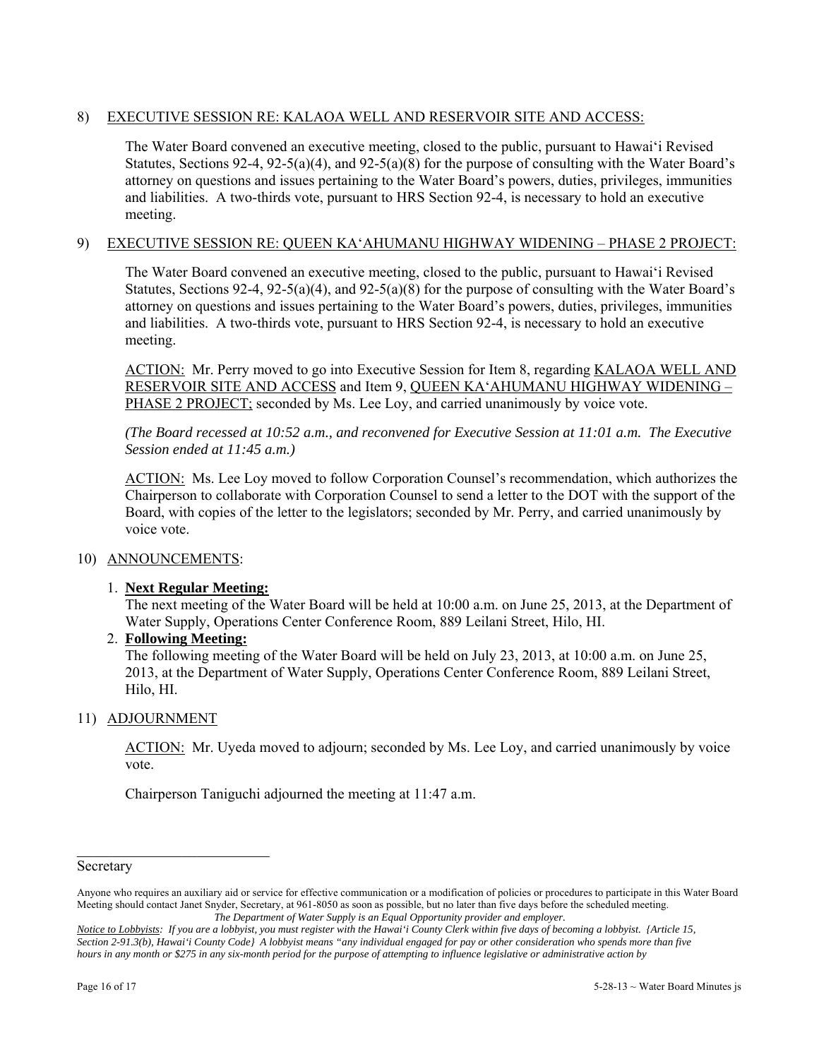8) EXECUTIVE SESSION RE: KALAOA WELL AND RESERVOIR SITE AND ACCESS:

The Water Board convened an executive meeting, closed to the public, pursuant to Hawai'i Revised Statutes, Sections 92-4, 92-5(a)(4), and 92-5(a)(8) for the purpose of consulting with the Water Board's attorney on questions and issues pertaining to the Water Board's powers, duties, privileges, immunities and liabilities. A two-thirds vote, pursuant to HRS Section 92-4, is necessary to hold an executive meeting.

9) EXECUTIVE SESSION RE: QUEEN KA'AHUMANU HIGHWAY WIDENING – PHASE 2 PROJECT:

The Water Board convened an executive meeting, closed to the public, pursuant to Hawai'i Revised Statutes, Sections 92-4, 92-5(a)(4), and 92-5(a)(8) for the purpose of consulting with the Water Board's attorney on questions and issues pertaining to the Water Board's powers, duties, privileges, immunities and liabilities. A two-thirds vote, pursuant to HRS Section 92-4, is necessary to hold an executive meeting.

ACTION: Mr. Perry moved to go into Executive Session for Item 8, regarding KALAOA WELL AND RESERVOIR SITE AND ACCESS and Item 9, QUEEN KA'AHUMANU HIGHWAY WIDENING – PHASE 2 PROJECT; seconded by Ms. Lee Loy, and carried unanimously by voice vote.

*(The Board recessed at 10:52 a.m., and reconvened for Executive Session at 11:01 a.m. The Executive Session ended at 11:45 a.m.)*

ACTION: Ms. Lee Loy moved to follow Corporation Counsel's recommendation, which authorizes the Chairperson to collaborate with Corporation Counsel to send a letter to the DOT with the support of the Board, with copies of the letter to the legislators; seconded by Mr. Perry, and carried unanimously by voice vote.

10) ANNOUNCEMENTS:

1. **Next Regular Meeting:**
   The next meeting of the Water Board will be held at 10:00 a.m. on June 25, 2013, at the Department of Water Supply, Operations Center Conference Room, 889 Leilani Street, Hilo, HI.
2. **Following Meeting:**
   The following meeting of the Water Board will be held on July 23, 2013, at 10:00 a.m. on June 25, 2013, at the Department of Water Supply, Operations Center Conference Room, 889 Leilani Street, Hilo, HI.

11) ADJOURNMENT

ACTION: Mr. Uyeda moved to adjourn; seconded by Ms. Lee Loy, and carried unanimously by voice vote.

Chairperson Taniguchi adjourned the meeting at 11:47 a.m.

_____________________________
Secretary

Anyone who requires an auxiliary aid or service for effective communication or a modification of policies or procedures to participate in this Water Board Meeting should contact Janet Snyder, Secretary, at 961-8050 as soon as possible, but no later than five days before the scheduled meeting.
*The Department of Water Supply is an Equal Opportunity provider and employer.*

*Notice to Lobbyists: If you are a lobbyist, you must register with the Hawai'i County Clerk within five days of becoming a lobbyist. {Article 15, Section 2-91.3(b), Hawai'i County Code} A lobbyist means "any individual engaged for pay or other consideration who spends more than five hours in any month or $275 in any six-month period for the purpose of attempting to influence legislative or administrative action by*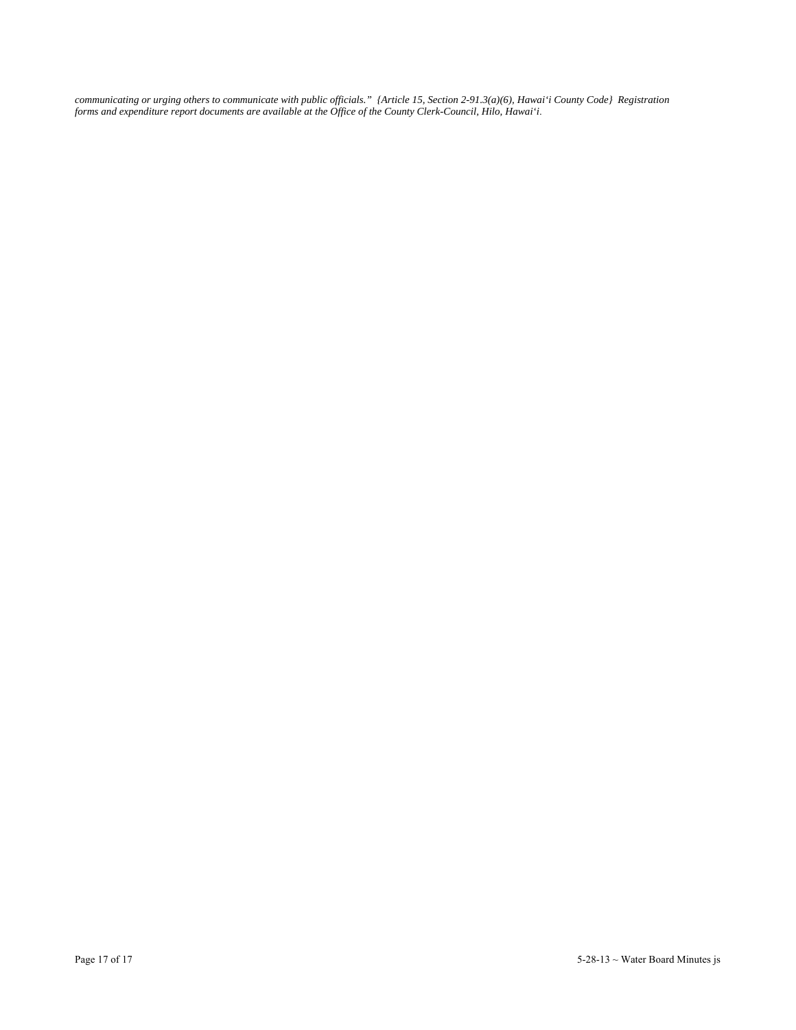*communicating or urging others to communicate with public officials." {Article 15, Section 2-91.3(a)(6), Hawai'i County Code} Registration forms and expenditure report documents are available at the Office of the County Clerk-Council, Hilo, Hawai'i.*